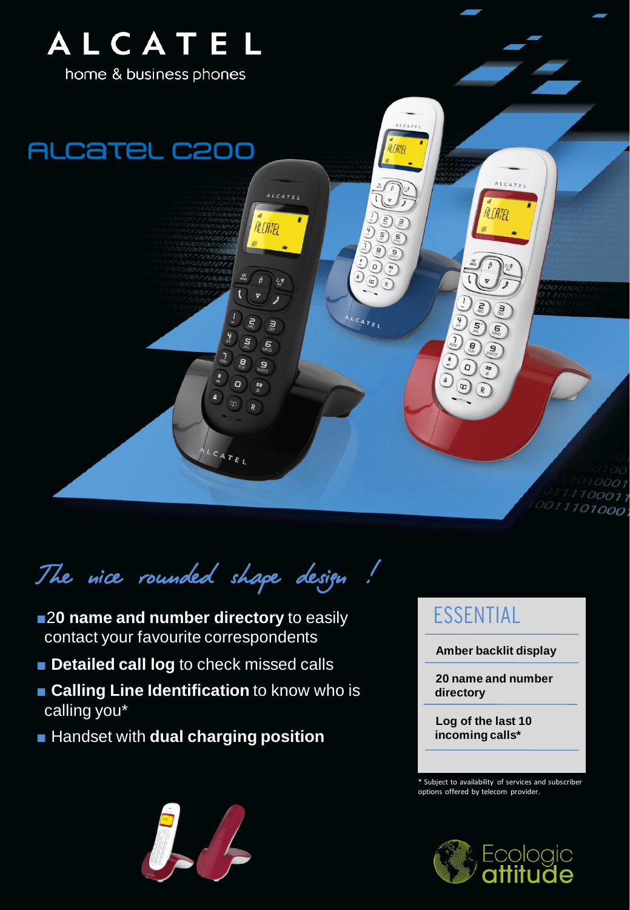ALCATEL

home & business phones

# ALCATEL C200

*The nice rounded shape design !*

- **20 name and number directory** to easily contact your favourite correspondents
- **Detailed call log** to check missed calls
- **Calling Line Identification** to know who is calling you*
- Handset with **dual charging position**

## ESSENTIAL

**Amber backlit display**

**20 name and number directory**

**Log of the last 10 incoming calls***

* Subject to availability of services and subscriber options offered by telecom provider.

Ecologic attitude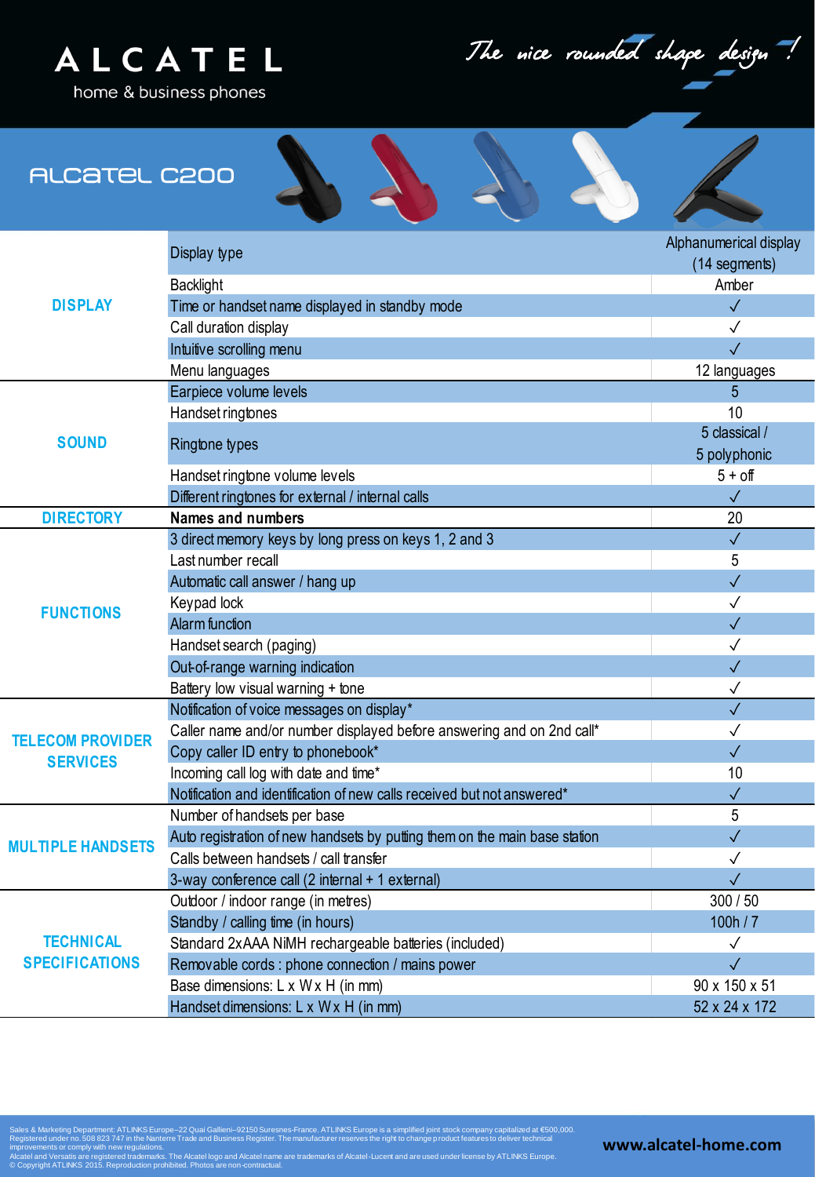# ALCATEL

home & business phones

*The nice rounded shape design!*

## ALCATEL C200

| | | |
|---|---|---|
| **DISPLAY** | Display type | Alphanumerical display (14 segments) |
| | Backlight | Amber |
| | Time or handset name displayed in standby mode | ✓ |
| | Call duration display | ✓ |
| | Intuitive scrolling menu | ✓ |
| | Menu languages | 12 languages |
| **SOUND** | Earpiece volume levels | 5 |
| | Handset ringtones | 10 |
| | Ringtone types | 5 classical / 5 polyphonic |
| | Handset ringtone volume levels | 5 + off |
| | Different ringtones for external / internal calls | ✓ |
| **DIRECTORY** | **Names and numbers** | 20 |
| **FUNCTIONS** | 3 direct memory keys by long press on keys 1, 2 and 3 | ✓ |
| | Last number recall | 5 |
| | Automatic call answer / hang up | ✓ |
| | Keypad lock | ✓ |
| | Alarm function | ✓ |
| | Handset search (paging) | ✓ |
| | Out-of-range warning indication | ✓ |
| | Battery low visual warning + tone | ✓ |
| **TELECOM PROVIDER SERVICES** | Notification of voice messages on display* | ✓ |
| | Caller name and/or number displayed before answering and on 2nd call* | ✓ |
| | Copy caller ID entry to phonebook* | ✓ |
| | Incoming call log with date and time* | 10 |
| | Notification and identification of new calls received but not answered* | ✓ |
| **MULTIPLE HANDSETS** | Number of handsets per base | 5 |
| | Auto registration of new handsets by putting them on the main base station | ✓ |
| | Calls between handsets / call transfer | ✓ |
| | 3-way conference call (2 internal + 1 external) | ✓ |
| **TECHNICAL SPECIFICATIONS** | Outdoor / indoor range (in metres) | 300 / 50 |
| | Standby / calling time (in hours) | 100h / 7 |
| | Standard 2xAAA NiMH rechargeable batteries (included) | ✓ |
| | Removable cords : phone connection / mains power | ✓ |
| | Base dimensions: L x W x H (in mm) | 90 x 150 x 51 |
| | Handset dimensions: L x W x H (in mm) | 52 x 24 x 172 |

Sales & Marketing Department: ATLINKS Europe–22 Quai Gallieni–92150 Suresnes-France. ATLINKS Europe is a simplified joint stock company capitalized at €500,000. Registered under no. 508 823 747 in the Nanterre Trade and Business Register. The manufacturer reserves the right to change product features to deliver technical improvements or comply with new regulations.
Alcatel and Versatis are registered trademarks. The Alcatel logo and Alcatel name are trademarks of Alcatel-Lucent and are used under license by ATLINKS Europe.
© Copyright ATLINKS 2015. Reproduction prohibited. Photos are non-contractual.

**www.alcatel-home.com**